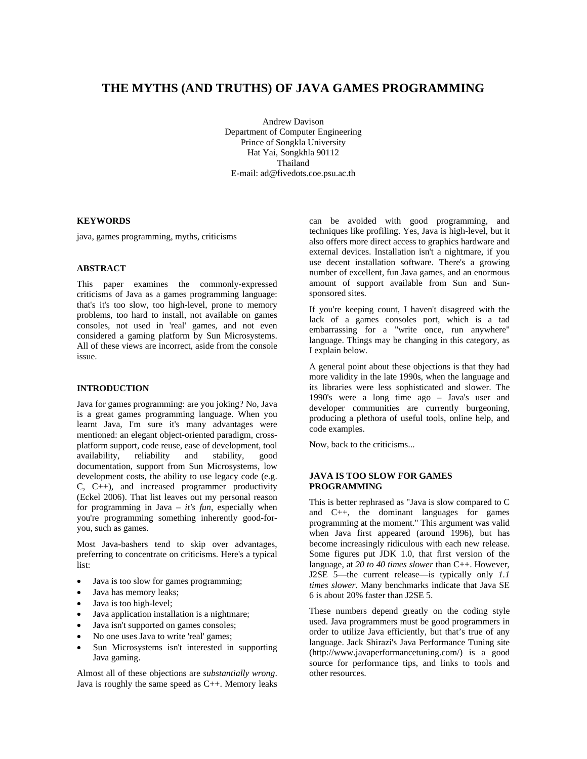# THE MYTHS (AND TRUTHS) OF JAVA GAMES PROGRAMMING

Andrew Davison
Department of Computer Engineering
Prince of Songkla University
Hat Yai, Songkhla 90112
Thailand
E-mail: ad@fivedots.coe.psu.ac.th

## KEYWORDS

java, games programming, myths, criticisms

## ABSTRACT

This paper examines the commonly-expressed criticisms of Java as a games programming language: that's it's too slow, too high-level, prone to memory problems, too hard to install, not available on games consoles, not used in 'real' games, and not even considered a gaming platform by Sun Microsystems. All of these views are incorrect, aside from the console issue.

## INTRODUCTION

Java for games programming: are you joking? No, Java is a great games programming language. When you learnt Java, I'm sure it's many advantages were mentioned: an elegant object-oriented paradigm, cross-platform support, code reuse, ease of development, tool availability, reliability and stability, good documentation, support from Sun Microsystems, low development costs, the ability to use legacy code (e.g. C, C++), and increased programmer productivity (Eckel 2006). That list leaves out my personal reason for programming in Java – *it's fun*, especially when you're programming something inherently good-for-you, such as games.

Most Java-bashers tend to skip over advantages, preferring to concentrate on criticisms. Here's a typical list:

- Java is too slow for games programming;
- Java has memory leaks;
- Java is too high-level;
- Java application installation is a nightmare;
- Java isn't supported on games consoles;
- No one uses Java to write 'real' games;
- Sun Microsystems isn't interested in supporting Java gaming.

Almost all of these objections are *substantially wrong*. Java is roughly the same speed as C++. Memory leaks can be avoided with good programming, and techniques like profiling. Yes, Java is high-level, but it also offers more direct access to graphics hardware and external devices. Installation isn't a nightmare, if you use decent installation software. There's a growing number of excellent, fun Java games, and an enormous amount of support available from Sun and Sun-sponsored sites.

If you're keeping count, I haven't disagreed with the lack of a games consoles port, which is a tad embarrassing for a "write once, run anywhere" language. Things may be changing in this category, as I explain below.

A general point about these objections is that they had more validity in the late 1990s, when the language and its libraries were less sophisticated and slower. The 1990's were a long time ago – Java's user and developer communities are currently burgeoning, producing a plethora of useful tools, online help, and code examples.

Now, back to the criticisms...

## JAVA IS TOO SLOW FOR GAMES PROGRAMMING

This is better rephrased as "Java is slow compared to C and C++, the dominant languages for games programming at the moment." This argument was valid when Java first appeared (around 1996), but has become increasingly ridiculous with each new release. Some figures put JDK 1.0, that first version of the language, at *20 to 40 times slower* than C++. However, J2SE 5—the current release—is typically only *1.1 times slower*. Many benchmarks indicate that Java SE 6 is about 20% faster than J2SE 5.

These numbers depend greatly on the coding style used. Java programmers must be good programmers in order to utilize Java efficiently, but that's true of any language. Jack Shirazi's Java Performance Tuning site (http://www.javaperformancetuning.com/) is a good source for performance tips, and links to tools and other resources.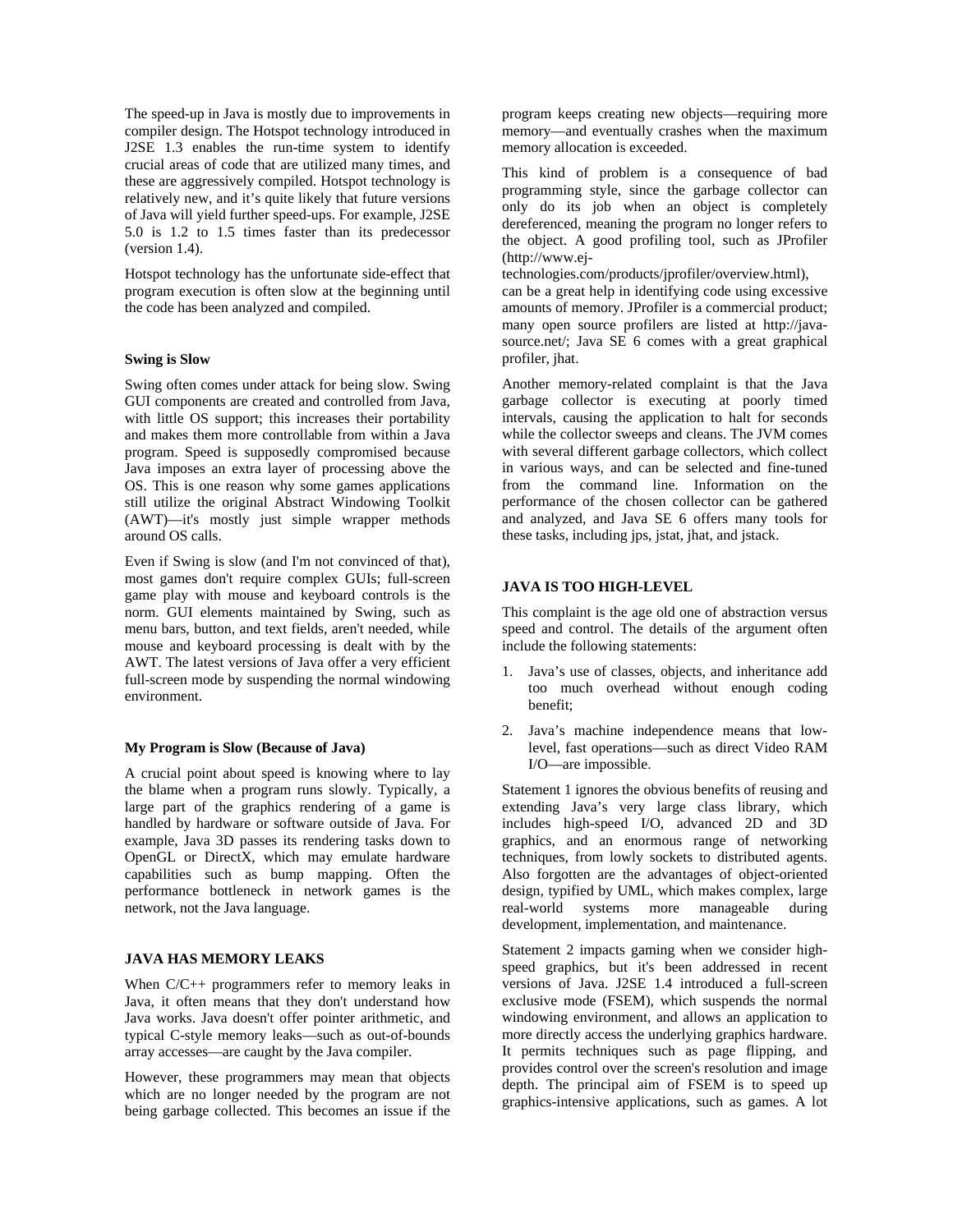The speed-up in Java is mostly due to improvements in compiler design. The Hotspot technology introduced in J2SE 1.3 enables the run-time system to identify crucial areas of code that are utilized many times, and these are aggressively compiled. Hotspot technology is relatively new, and it's quite likely that future versions of Java will yield further speed-ups. For example, J2SE 5.0 is 1.2 to 1.5 times faster than its predecessor (version 1.4).

Hotspot technology has the unfortunate side-effect that program execution is often slow at the beginning until the code has been analyzed and compiled.

### Swing is Slow

Swing often comes under attack for being slow. Swing GUI components are created and controlled from Java, with little OS support; this increases their portability and makes them more controllable from within a Java program. Speed is supposedly compromised because Java imposes an extra layer of processing above the OS. This is one reason why some games applications still utilize the original Abstract Windowing Toolkit (AWT)—it's mostly just simple wrapper methods around OS calls.

Even if Swing is slow (and I'm not convinced of that), most games don't require complex GUIs; full-screen game play with mouse and keyboard controls is the norm. GUI elements maintained by Swing, such as menu bars, button, and text fields, aren't needed, while mouse and keyboard processing is dealt with by the AWT. The latest versions of Java offer a very efficient full-screen mode by suspending the normal windowing environment.

### My Program is Slow (Because of Java)

A crucial point about speed is knowing where to lay the blame when a program runs slowly. Typically, a large part of the graphics rendering of a game is handled by hardware or software outside of Java. For example, Java 3D passes its rendering tasks down to OpenGL or DirectX, which may emulate hardware capabilities such as bump mapping. Often the performance bottleneck in network games is the network, not the Java language.

## JAVA HAS MEMORY LEAKS

When C/C++ programmers refer to memory leaks in Java, it often means that they don't understand how Java works. Java doesn't offer pointer arithmetic, and typical C-style memory leaks—such as out-of-bounds array accesses—are caught by the Java compiler.

However, these programmers may mean that objects which are no longer needed by the program are not being garbage collected. This becomes an issue if the program keeps creating new objects—requiring more memory—and eventually crashes when the maximum memory allocation is exceeded.

This kind of problem is a consequence of bad programming style, since the garbage collector can only do its job when an object is completely dereferenced, meaning the program no longer refers to the object. A good profiling tool, such as JProfiler (http://www.ej-technologies.com/products/jprofiler/overview.html), can be a great help in identifying code using excessive amounts of memory. JProfiler is a commercial product; many open source profilers are listed at http://java-source.net/; Java SE 6 comes with a great graphical profiler, jhat.

Another memory-related complaint is that the Java garbage collector is executing at poorly timed intervals, causing the application to halt for seconds while the collector sweeps and cleans. The JVM comes with several different garbage collectors, which collect in various ways, and can be selected and fine-tuned from the command line. Information on the performance of the chosen collector can be gathered and analyzed, and Java SE 6 offers many tools for these tasks, including jps, jstat, jhat, and jstack.

## JAVA IS TOO HIGH-LEVEL

This complaint is the age old one of abstraction versus speed and control. The details of the argument often include the following statements:

1. Java's use of classes, objects, and inheritance add too much overhead without enough coding benefit;
2. Java's machine independence means that low-level, fast operations—such as direct Video RAM I/O—are impossible.

Statement 1 ignores the obvious benefits of reusing and extending Java's very large class library, which includes high-speed I/O, advanced 2D and 3D graphics, and an enormous range of networking techniques, from lowly sockets to distributed agents. Also forgotten are the advantages of object-oriented design, typified by UML, which makes complex, large real-world systems more manageable during development, implementation, and maintenance.

Statement 2 impacts gaming when we consider high-speed graphics, but it's been addressed in recent versions of Java. J2SE 1.4 introduced a full-screen exclusive mode (FSEM), which suspends the normal windowing environment, and allows an application to more directly access the underlying graphics hardware. It permits techniques such as page flipping, and provides control over the screen's resolution and image depth. The principal aim of FSEM is to speed up graphics-intensive applications, such as games. A lot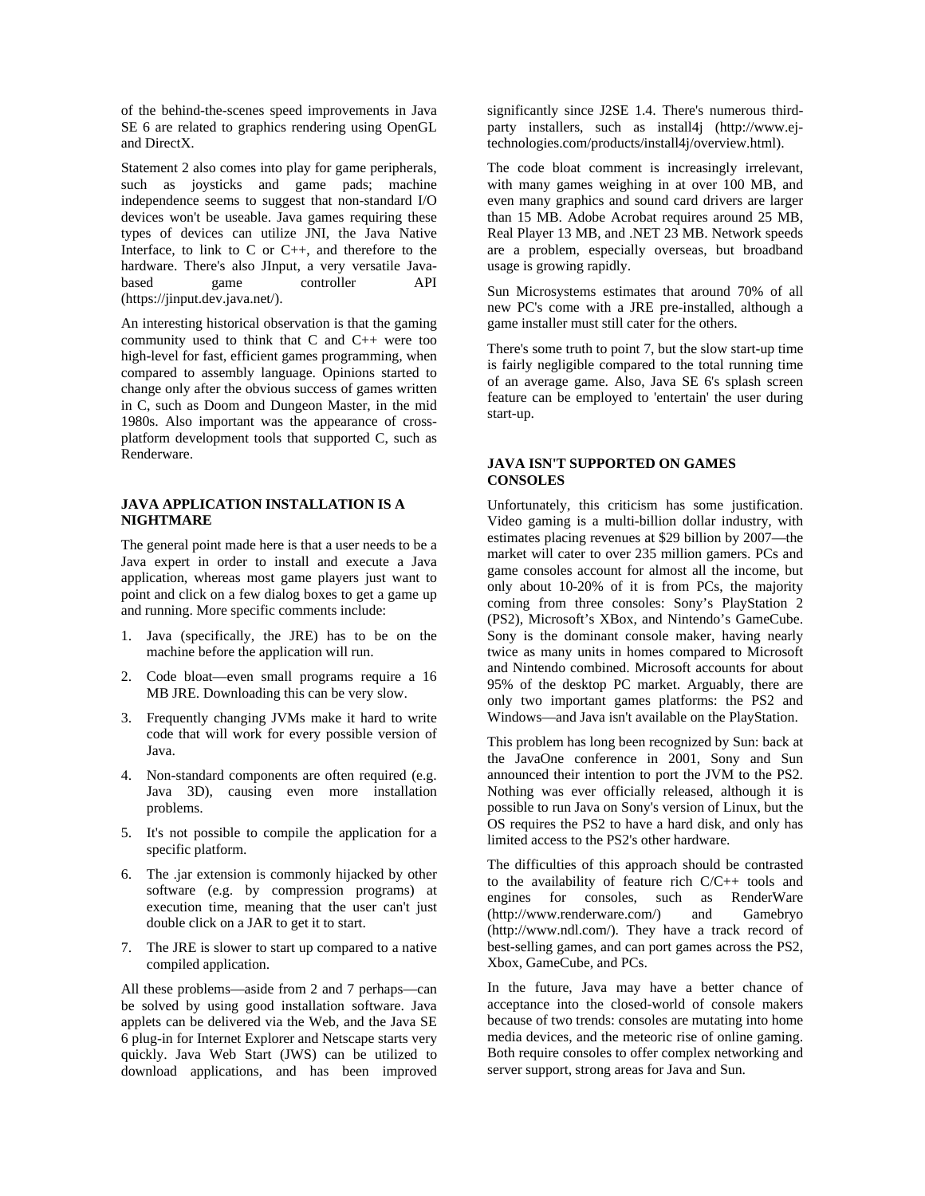of the behind-the-scenes speed improvements in Java SE 6 are related to graphics rendering using OpenGL and DirectX.

Statement 2 also comes into play for game peripherals, such as joysticks and game pads; machine independence seems to suggest that non-standard I/O devices won't be useable. Java games requiring these types of devices can utilize JNI, the Java Native Interface, to link to C or C++, and therefore to the hardware. There's also JInput, a very versatile Java-based game controller API (https://jinput.dev.java.net/).

An interesting historical observation is that the gaming community used to think that C and C++ were too high-level for fast, efficient games programming, when compared to assembly language. Opinions started to change only after the obvious success of games written in C, such as Doom and Dungeon Master, in the mid 1980s. Also important was the appearance of cross-platform development tools that supported C, such as Renderware.

### JAVA APPLICATION INSTALLATION IS A NIGHTMARE

The general point made here is that a user needs to be a Java expert in order to install and execute a Java application, whereas most game players just want to point and click on a few dialog boxes to get a game up and running. More specific comments include:

1. Java (specifically, the JRE) has to be on the machine before the application will run.
2. Code bloat—even small programs require a 16 MB JRE. Downloading this can be very slow.
3. Frequently changing JVMs make it hard to write code that will work for every possible version of Java.
4. Non-standard components are often required (e.g. Java 3D), causing even more installation problems.
5. It's not possible to compile the application for a specific platform.
6. The .jar extension is commonly hijacked by other software (e.g. by compression programs) at execution time, meaning that the user can't just double click on a JAR to get it to start.
7. The JRE is slower to start up compared to a native compiled application.

All these problems—aside from 2 and 7 perhaps—can be solved by using good installation software. Java applets can be delivered via the Web, and the Java SE 6 plug-in for Internet Explorer and Netscape starts very quickly. Java Web Start (JWS) can be utilized to download applications, and has been improved significantly since J2SE 1.4. There's numerous third-party installers, such as install4j (http://www.ej-technologies.com/products/install4j/overview.html).

The code bloat comment is increasingly irrelevant, with many games weighing in at over 100 MB, and even many graphics and sound card drivers are larger than 15 MB. Adobe Acrobat requires around 25 MB, Real Player 13 MB, and .NET 23 MB. Network speeds are a problem, especially overseas, but broadband usage is growing rapidly.

Sun Microsystems estimates that around 70% of all new PC's come with a JRE pre-installed, although a game installer must still cater for the others.

There's some truth to point 7, but the slow start-up time is fairly negligible compared to the total running time of an average game. Also, Java SE 6's splash screen feature can be employed to 'entertain' the user during start-up.

### JAVA ISN'T SUPPORTED ON GAMES CONSOLES

Unfortunately, this criticism has some justification. Video gaming is a multi-billion dollar industry, with estimates placing revenues at $29 billion by 2007—the market will cater to over 235 million gamers. PCs and game consoles account for almost all the income, but only about 10-20% of it is from PCs, the majority coming from three consoles: Sony's PlayStation 2 (PS2), Microsoft's XBox, and Nintendo's GameCube. Sony is the dominant console maker, having nearly twice as many units in homes compared to Microsoft and Nintendo combined. Microsoft accounts for about 95% of the desktop PC market. Arguably, there are only two important games platforms: the PS2 and Windows—and Java isn't available on the PlayStation.

This problem has long been recognized by Sun: back at the JavaOne conference in 2001, Sony and Sun announced their intention to port the JVM to the PS2. Nothing was ever officially released, although it is possible to run Java on Sony's version of Linux, but the OS requires the PS2 to have a hard disk, and only has limited access to the PS2's other hardware.

The difficulties of this approach should be contrasted to the availability of feature rich C/C++ tools and engines for consoles, such as RenderWare (http://www.renderware.com/) and Gamebryo (http://www.ndl.com/). They have a track record of best-selling games, and can port games across the PS2, Xbox, GameCube, and PCs.

In the future, Java may have a better chance of acceptance into the closed-world of console makers because of two trends: consoles are mutating into home media devices, and the meteoric rise of online gaming. Both require consoles to offer complex networking and server support, strong areas for Java and Sun.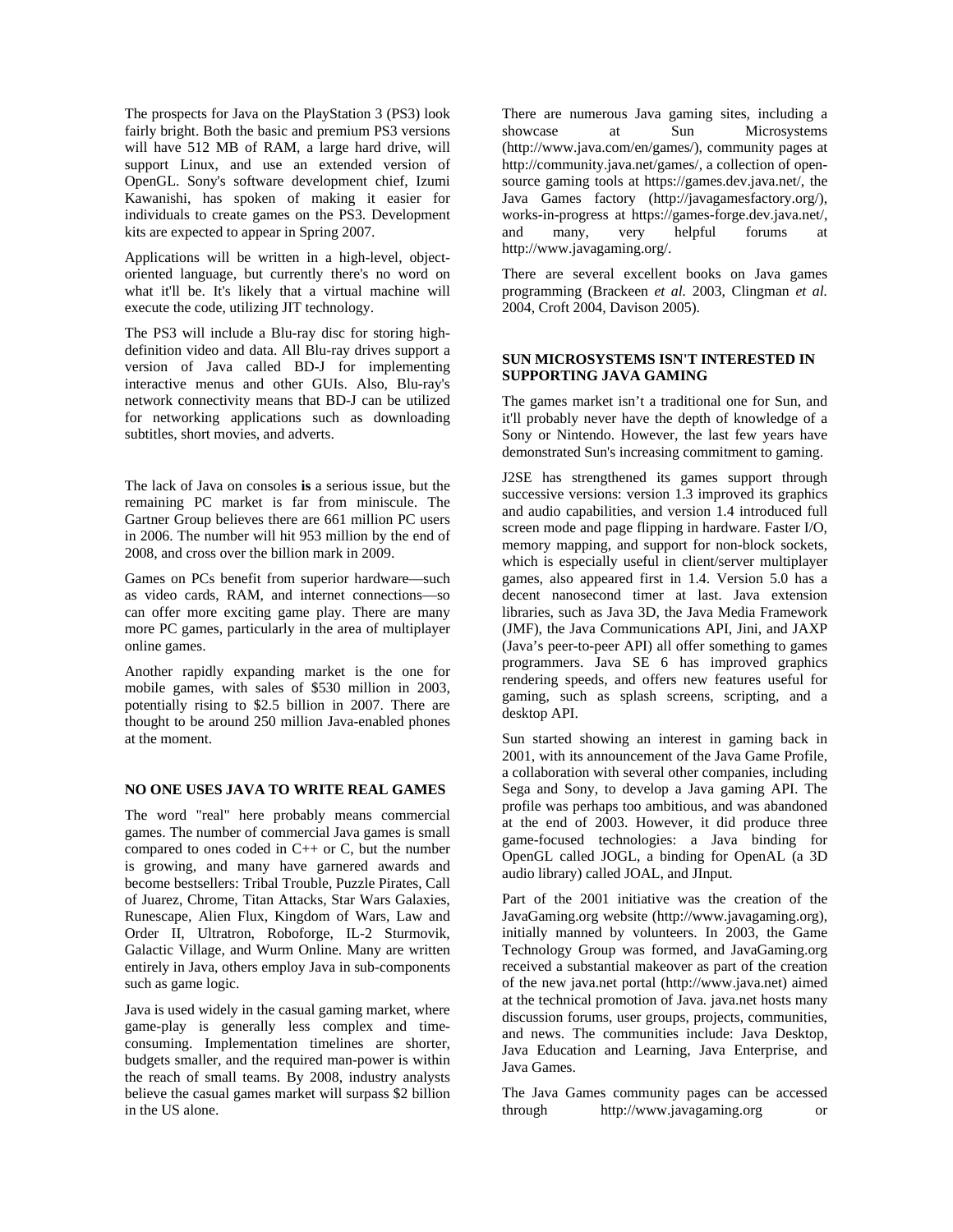The prospects for Java on the PlayStation 3 (PS3) look fairly bright. Both the basic and premium PS3 versions will have 512 MB of RAM, a large hard drive, will support Linux, and use an extended version of OpenGL. Sony's software development chief, Izumi Kawanishi, has spoken of making it easier for individuals to create games on the PS3. Development kits are expected to appear in Spring 2007.

Applications will be written in a high-level, object-oriented language, but currently there's no word on what it'll be. It's likely that a virtual machine will execute the code, utilizing JIT technology.

The PS3 will include a Blu-ray disc for storing high-definition video and data. All Blu-ray drives support a version of Java called BD-J for implementing interactive menus and other GUIs. Also, Blu-ray's network connectivity means that BD-J can be utilized for networking applications such as downloading subtitles, short movies, and adverts.

The lack of Java on consoles **is** a serious issue, but the remaining PC market is far from miniscule. The Gartner Group believes there are 661 million PC users in 2006. The number will hit 953 million by the end of 2008, and cross over the billion mark in 2009.

Games on PCs benefit from superior hardware—such as video cards, RAM, and internet connections—so can offer more exciting game play. There are many more PC games, particularly in the area of multiplayer online games.

Another rapidly expanding market is the one for mobile games, with sales of $530 million in 2003, potentially rising to $2.5 billion in 2007. There are thought to be around 250 million Java-enabled phones at the moment.

## NO ONE USES JAVA TO WRITE REAL GAMES

The word "real" here probably means commercial games. The number of commercial Java games is small compared to ones coded in C++ or C, but the number is growing, and many have garnered awards and become bestsellers: Tribal Trouble, Puzzle Pirates, Call of Juarez, Chrome, Titan Attacks, Star Wars Galaxies, Runescape, Alien Flux, Kingdom of Wars, Law and Order II, Ultratron, Roboforge, IL-2 Sturmovik, Galactic Village, and Wurm Online. Many are written entirely in Java, others employ Java in sub-components such as game logic.

Java is used widely in the casual gaming market, where game-play is generally less complex and time-consuming. Implementation timelines are shorter, budgets smaller, and the required man-power is within the reach of small teams. By 2008, industry analysts believe the casual games market will surpass $2 billion in the US alone.

There are numerous Java gaming sites, including a showcase at Sun Microsystems (http://www.java.com/en/games/), community pages at http://community.java.net/games/, a collection of open-source gaming tools at https://games.dev.java.net/, the Java Games factory (http://javagamesfactory.org/), works-in-progress at https://games-forge.dev.java.net/, and many, very helpful forums at http://www.javagaming.org/.

There are several excellent books on Java games programming (Brackeen *et al.* 2003, Clingman *et al.* 2004, Croft 2004, Davison 2005).

## SUN MICROSYSTEMS ISN'T INTERESTED IN SUPPORTING JAVA GAMING

The games market isn't a traditional one for Sun, and it'll probably never have the depth of knowledge of a Sony or Nintendo. However, the last few years have demonstrated Sun's increasing commitment to gaming.

J2SE has strengthened its games support through successive versions: version 1.3 improved its graphics and audio capabilities, and version 1.4 introduced full screen mode and page flipping in hardware. Faster I/O, memory mapping, and support for non-block sockets, which is especially useful in client/server multiplayer games, also appeared first in 1.4. Version 5.0 has a decent nanosecond timer at last. Java extension libraries, such as Java 3D, the Java Media Framework (JMF), the Java Communications API, Jini, and JAXP (Java's peer-to-peer API) all offer something to games programmers. Java SE 6 has improved graphics rendering speeds, and offers new features useful for gaming, such as splash screens, scripting, and a desktop API.

Sun started showing an interest in gaming back in 2001, with its announcement of the Java Game Profile, a collaboration with several other companies, including Sega and Sony, to develop a Java gaming API. The profile was perhaps too ambitious, and was abandoned at the end of 2003. However, it did produce three game-focused technologies: a Java binding for OpenGL called JOGL, a binding for OpenAL (a 3D audio library) called JOAL, and JInput.

Part of the 2001 initiative was the creation of the JavaGaming.org website (http://www.javagaming.org), initially manned by volunteers. In 2003, the Game Technology Group was formed, and JavaGaming.org received a substantial makeover as part of the creation of the new java.net portal (http://www.java.net) aimed at the technical promotion of Java. java.net hosts many discussion forums, user groups, projects, communities, and news. The communities include: Java Desktop, Java Education and Learning, Java Enterprise, and Java Games.

The Java Games community pages can be accessed through http://www.javagaming.org or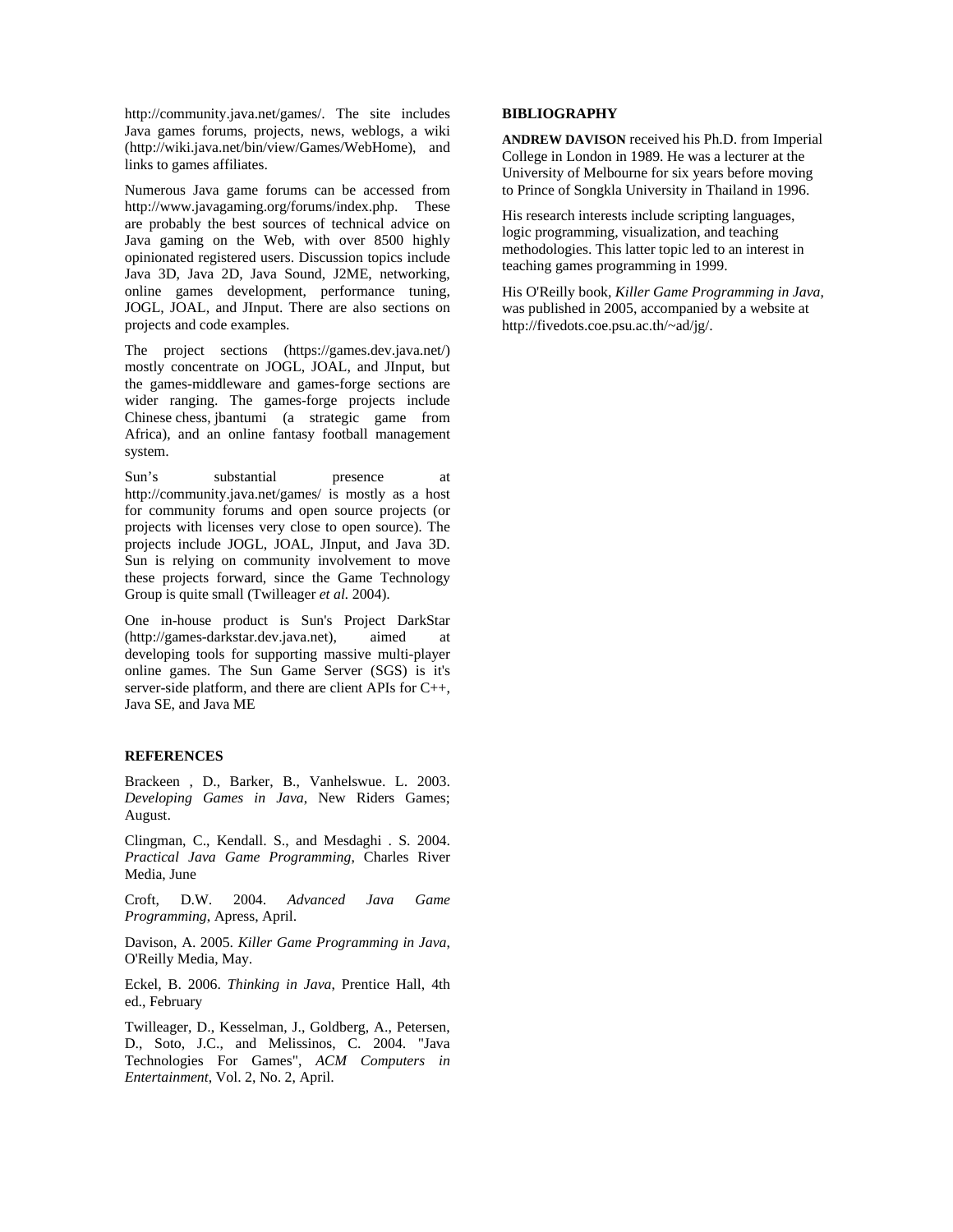http://community.java.net/games/. The site includes Java games forums, projects, news, weblogs, a wiki (http://wiki.java.net/bin/view/Games/WebHome), and links to games affiliates.

Numerous Java game forums can be accessed from http://www.javagaming.org/forums/index.php. These are probably the best sources of technical advice on Java gaming on the Web, with over 8500 highly opinionated registered users. Discussion topics include Java 3D, Java 2D, Java Sound, J2ME, networking, online games development, performance tuning, JOGL, JOAL, and JInput. There are also sections on projects and code examples.

The project sections (https://games.dev.java.net/) mostly concentrate on JOGL, JOAL, and JInput, but the games-middleware and games-forge sections are wider ranging. The games-forge projects include Chinese chess, jbantumi (a strategic game from Africa), and an online fantasy football management system.

Sun's substantial presence at http://community.java.net/games/ is mostly as a host for community forums and open source projects (or projects with licenses very close to open source). The projects include JOGL, JOAL, JInput, and Java 3D. Sun is relying on community involvement to move these projects forward, since the Game Technology Group is quite small (Twilleager *et al.* 2004).

One in-house product is Sun's Project DarkStar (http://games-darkstar.dev.java.net), aimed at developing tools for supporting massive multi-player online games. The Sun Game Server (SGS) is it's server-side platform, and there are client APIs for C++, Java SE, and Java ME

## REFERENCES

Brackeen , D., Barker, B., Vanhelswue. L. 2003. *Developing Games in Java*, New Riders Games; August.

Clingman, C., Kendall. S., and Mesdaghi . S. 2004. *Practical Java Game Programming*, Charles River Media, June

Croft, D.W. 2004. *Advanced Java Game Programming*, Apress, April.

Davison, A. 2005. *Killer Game Programming in Java*, O'Reilly Media, May.

Eckel, B. 2006. *Thinking in Java*, Prentice Hall, 4th ed., February

Twilleager, D., Kesselman, J., Goldberg, A., Petersen, D., Soto, J.C., and Melissinos, C. 2004. "Java Technologies For Games", *ACM Computers in Entertainment*, Vol. 2, No. 2, April.

## BIBLIOGRAPHY

**ANDREW DAVISON** received his Ph.D. from Imperial College in London in 1989. He was a lecturer at the University of Melbourne for six years before moving to Prince of Songkla University in Thailand in 1996.

His research interests include scripting languages, logic programming, visualization, and teaching methodologies. This latter topic led to an interest in teaching games programming in 1999.

His O'Reilly book, *Killer Game Programming in Java*, was published in 2005, accompanied by a website at http://fivedots.coe.psu.ac.th/~ad/jg/.